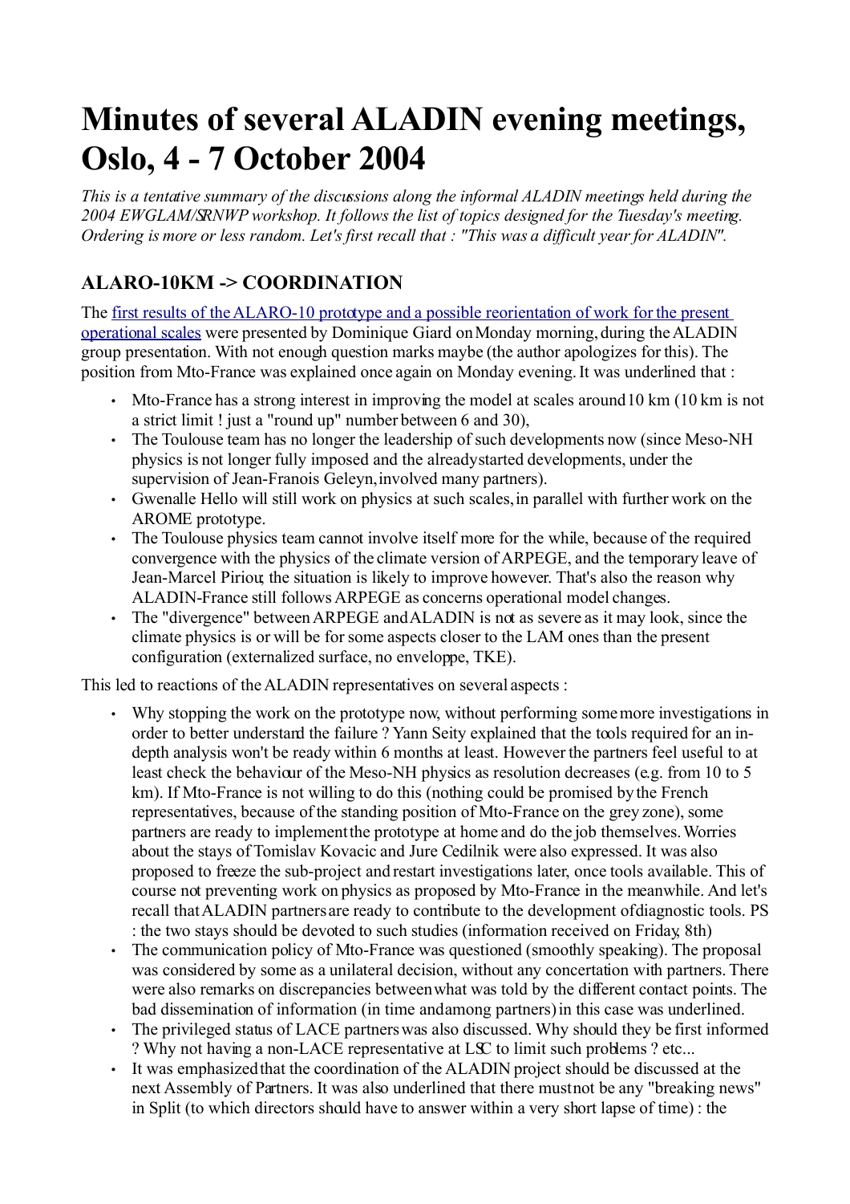# Minutes of several ALADIN evening meetings, Oslo, 4 - 7 October 2004

*This is a tentative summary of the discussions along the informal ALADIN meetings held during the 2004 EWGLAM/SRNWP workshop. It follows the list of topics designed for the Tuesday's meeting. Ordering is more or less random. Let's first recall that : "This was a difficult year for ALADIN".*

## ALARO-10KM -> COORDINATION

The first results of the ALARO-10 prototype and a possible reorientation of work for the present operational scales were presented by Dominique Giard on Monday morning, during the ALADIN group presentation. With not enough question marks maybe (the author apologizes for this). The position from Mto-France was explained once again on Monday evening. It was underlined that :

- Mto-France has a strong interest in improving the model at scales around 10 km (10 km is not a strict limit ! just a "round up" number between 6 and 30),
- The Toulouse team has no longer the leadership of such developments now (since Meso-NH physics is not longer fully imposed and the already started developments, under the supervision of Jean-Franois Geleyn, involved many partners).
- Gwenalle Hello will still work on physics at such scales, in parallel with further work on the AROME prototype.
- The Toulouse physics team cannot involve itself more for the while, because of the required convergence with the physics of the climate version of ARPEGE, and the temporary leave of Jean-Marcel Piriou, the situation is likely to improve however. That's also the reason why ALADIN-France still follows ARPEGE as concerns operational model changes.
- The "divergence" between ARPEGE and ALADIN is not as severe as it may look, since the climate physics is or will be for some aspects closer to the LAM ones than the present configuration (externalized surface, no enveloppe, TKE).

This led to reactions of the ALADIN representatives on several aspects :

- Why stopping the work on the prototype now, without performing some more investigations in order to better understand the failure ? Yann Seity explained that the tools required for an in-depth analysis won't be ready within 6 months at least. However the partners feel useful to at least check the behaviour of the Meso-NH physics as resolution decreases (e.g. from 10 to 5 km). If Mto-France is not willing to do this (nothing could be promised by the French representatives, because of the standing position of Mto-France on the grey zone), some partners are ready to implement the prototype at home and do the job themselves. Worries about the stays of Tomislav Kovacic and Jure Cedilnik were also expressed. It was also proposed to freeze the sub-project and restart investigations later, once tools available. This of course not preventing work on physics as proposed by Mto-France in the meanwhile. And let's recall that ALADIN partners are ready to contribute to the development of diagnostic tools. PS : the two stays should be devoted to such studies (information received on Friday, 8th)
- The communication policy of Mto-France was questioned (smoothly speaking). The proposal was considered by some as a unilateral decision, without any concertation with partners. There were also remarks on discrepancies between what was told by the different contact points. The bad dissemination of information (in time and among partners) in this case was underlined.
- The privileged status of LACE partners was also discussed. Why should they be first informed ? Why not having a non-LACE representative at LSC to limit such problems ? etc...
- It was emphasized that the coordination of the ALADIN project should be discussed at the next Assembly of Partners. It was also underlined that there must not be any "breaking news" in Split (to which directors should have to answer within a very short lapse of time) : the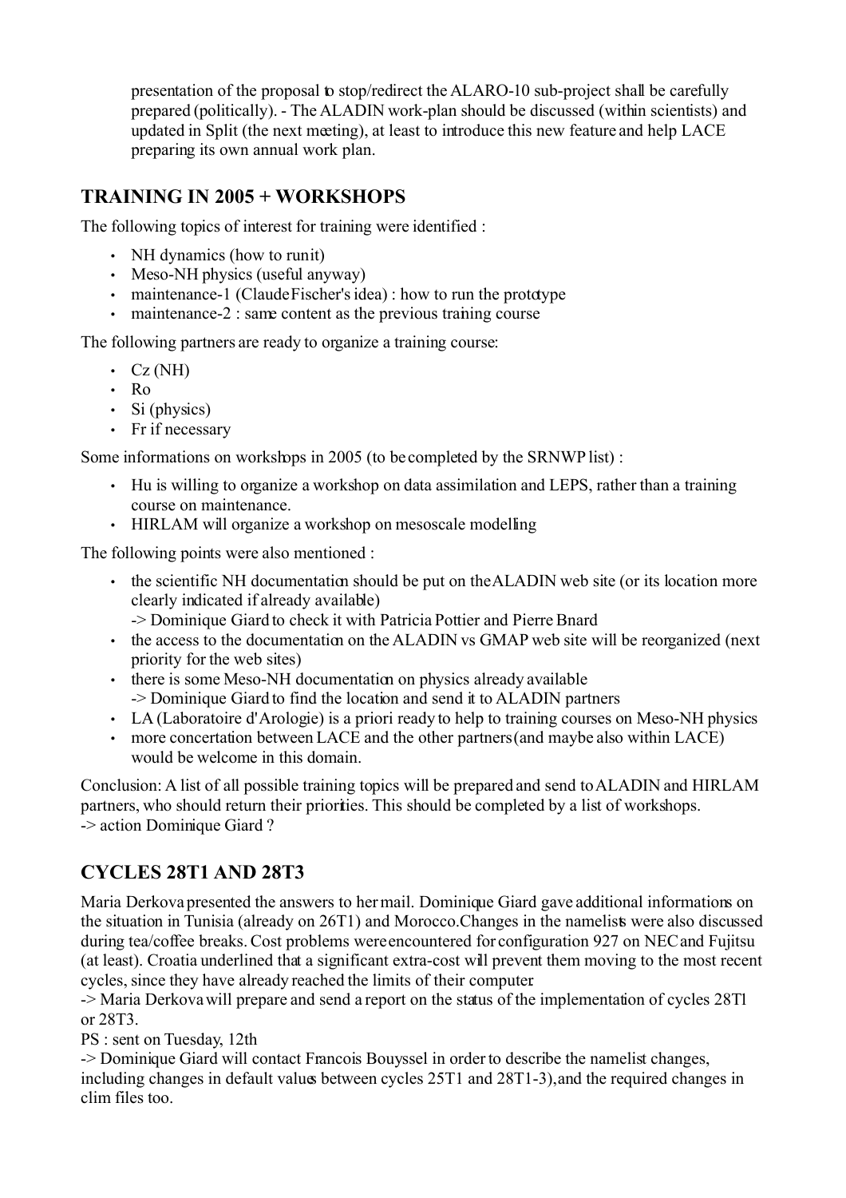presentation of the proposal to stop/redirect the ALARO-10 sub-project shall be carefully prepared (politically). - The ALADIN work-plan should be discussed (within scientists) and updated in Split (the next meeting), at least to introduce this new feature and help LACE preparing its own annual work plan.

## TRAINING IN 2005 + WORKSHOPS

The following topics of interest for training were identified :

- NH dynamics (how to run it)
- Meso-NH physics (useful anyway)
- maintenance-1 (Claude Fischer's idea) : how to run the prototype
- maintenance-2 : same content as the previous training course

The following partners are ready to organize a training course:

- Cz (NH)
- Ro
- Si (physics)
- Fr if necessary

Some informations on workshops in 2005 (to be completed by the SRNWP list) :

- Hu is willing to organize a workshop on data assimilation and LEPS, rather than a training course on maintenance.
- HIRLAM will organize a workshop on mesoscale modelling

The following points were also mentioned :

- the scientific NH documentation should be put on the ALADIN web site (or its location more clearly indicated if already available)
  -> Dominique Giard to check it with Patricia Pottier and Pierre Bnard
- the access to the documentation on the ALADIN vs GMAP web site will be reorganized (next priority for the web sites)
- there is some Meso-NH documentation on physics already available
  -> Dominique Giard to find the location and send it to ALADIN partners
- LA (Laboratoire d'Arologie) is a priori ready to help to training courses on Meso-NH physics
- more concertation between LACE and the other partners (and maybe also within LACE) would be welcome in this domain.

Conclusion: A list of all possible training topics will be prepared and send to ALADIN and HIRLAM partners, who should return their priorities. This should be completed by a list of workshops.
-> action Dominique Giard ?

## CYCLES 28T1 AND 28T3

Maria Derkova presented the answers to her mail. Dominique Giard gave additional informations on the situation in Tunisia (already on 26T1) and Morocco. Changes in the namelists were also discussed during tea/coffee breaks. Cost problems were encountered for configuration 927 on NEC and Fujitsu (at least). Croatia underlined that a significant extra-cost will prevent them moving to the most recent cycles, since they have already reached the limits of their computer.
-> Maria Derkova will prepare and send a report on the status of the implementation of cycles 28T1 or 28T3.
PS : sent on Tuesday, 12th
-> Dominique Giard will contact Francois Bouyssel in order to describe the namelist changes, including changes in default values between cycles 25T1 and 28T1-3), and the required changes in clim files too.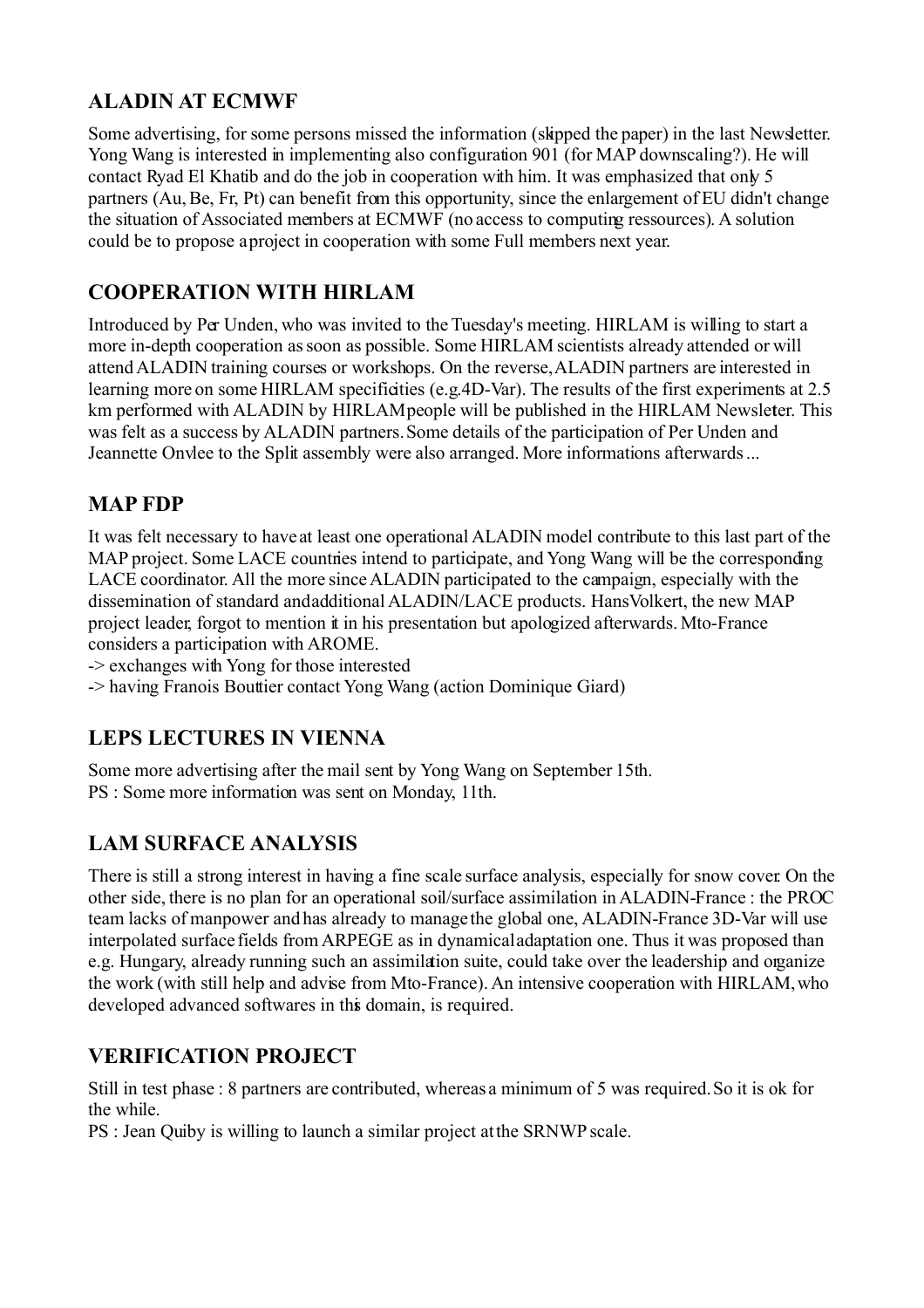## ALADIN AT ECMWF

Some advertising, for some persons missed the information (skipped the paper) in the last Newsletter. Yong Wang is interested in implementing also configuration 901 (for MAP downscaling?). He will contact Ryad El Khatib and do the job in cooperation with him. It was emphasized that only 5 partners (Au, Be, Fr, Pt) can benefit from this opportunity, since the enlargement of EU didn't change the situation of Associated members at ECMWF (no access to computing ressources). A solution could be to propose a project in cooperation with some Full members next year.

## COOPERATION WITH HIRLAM

Introduced by Per Unden, who was invited to the Tuesday's meeting. HIRLAM is willing to start a more in-depth cooperation as soon as possible. Some HIRLAM scientists already attended or will attend ALADIN training courses or workshops. On the reverse, ALADIN partners are interested in learning more on some HIRLAM specificities (e.g.4D-Var). The results of the first experiments at 2.5 km performed with ALADIN by HIRLAM people will be published in the HIRLAM Newsletter. This was felt as a success by ALADIN partners. Some details of the participation of Per Unden and Jeannette Onvlee to the Split assembly were also arranged. More informations afterwards ...

## MAP FDP

It was felt necessary to have at least one operational ALADIN model contribute to this last part of the MAP project. Some LACE countries intend to participate, and Yong Wang will be the corresponding LACE coordinator. All the more since ALADIN participated to the campaign, especially with the dissemination of standard and additional ALADIN/LACE products. Hans Volkert, the new MAP project leader, forgot to mention it in his presentation but apologized afterwards. Mto-France considers a participation with AROME.

-> exchanges with Yong for those interested
-> having Franois Bouttier contact Yong Wang (action Dominique Giard)

## LEPS LECTURES IN VIENNA

Some more advertising after the mail sent by Yong Wang on September 15th.
PS : Some more information was sent on Monday, 11th.

## LAM SURFACE ANALYSIS

There is still a strong interest in having a fine scale surface analysis, especially for snow cover. On the other side, there is no plan for an operational soil/surface assimilation in ALADIN-France : the PROC team lacks of manpower and has already to manage the global one, ALADIN-France 3D-Var will use interpolated surface fields from ARPEGE as in dynamical adaptation one. Thus it was proposed than e.g. Hungary, already running such an assimilation suite, could take over the leadership and organize the work (with still help and advise from Mto-France). An intensive cooperation with HIRLAM, who developed advanced softwares in this domain, is required.

## VERIFICATION PROJECT

Still in test phase : 8 partners are contributed, whereas a minimum of 5 was required. So it is ok for the while.
PS : Jean Quiby is willing to launch a similar project at the SRNWP scale.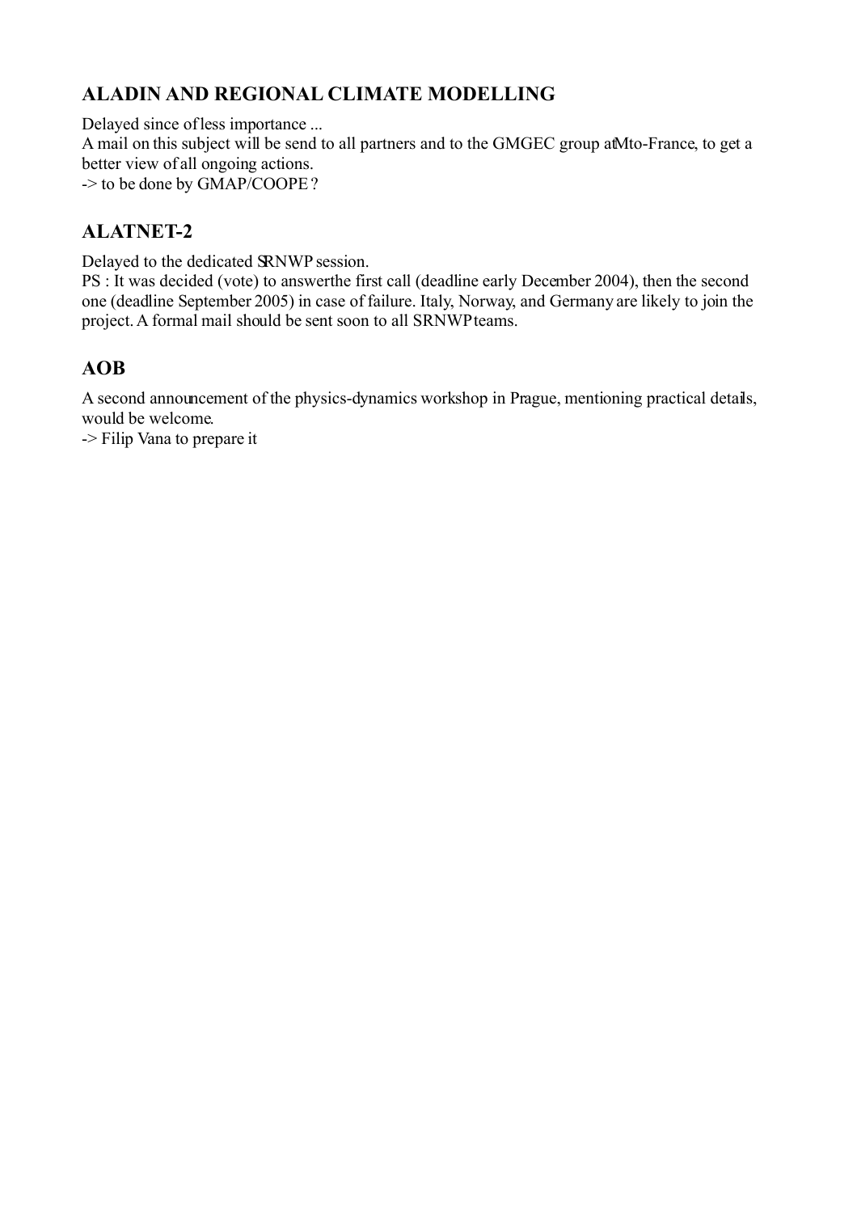## ALADIN AND REGIONAL CLIMATE MODELLING

Delayed since of less importance ...
A mail on this subject will be send to all partners and to the GMGEC group at Mto-France, to get a better view of all ongoing actions.
-> to be done by GMAP/COOPE ?

## ALATNET-2

Delayed to the dedicated SRNWP session.
PS : It was decided (vote) to answer the first call (deadline early December 2004), then the second one (deadline September 2005) in case of failure. Italy, Norway, and Germany are likely to join the project. A formal mail should be sent soon to all SRNWP teams.

## AOB

A second announcement of the physics-dynamics workshop in Prague, mentioning practical details, would be welcome.
-> Filip Vana to prepare it